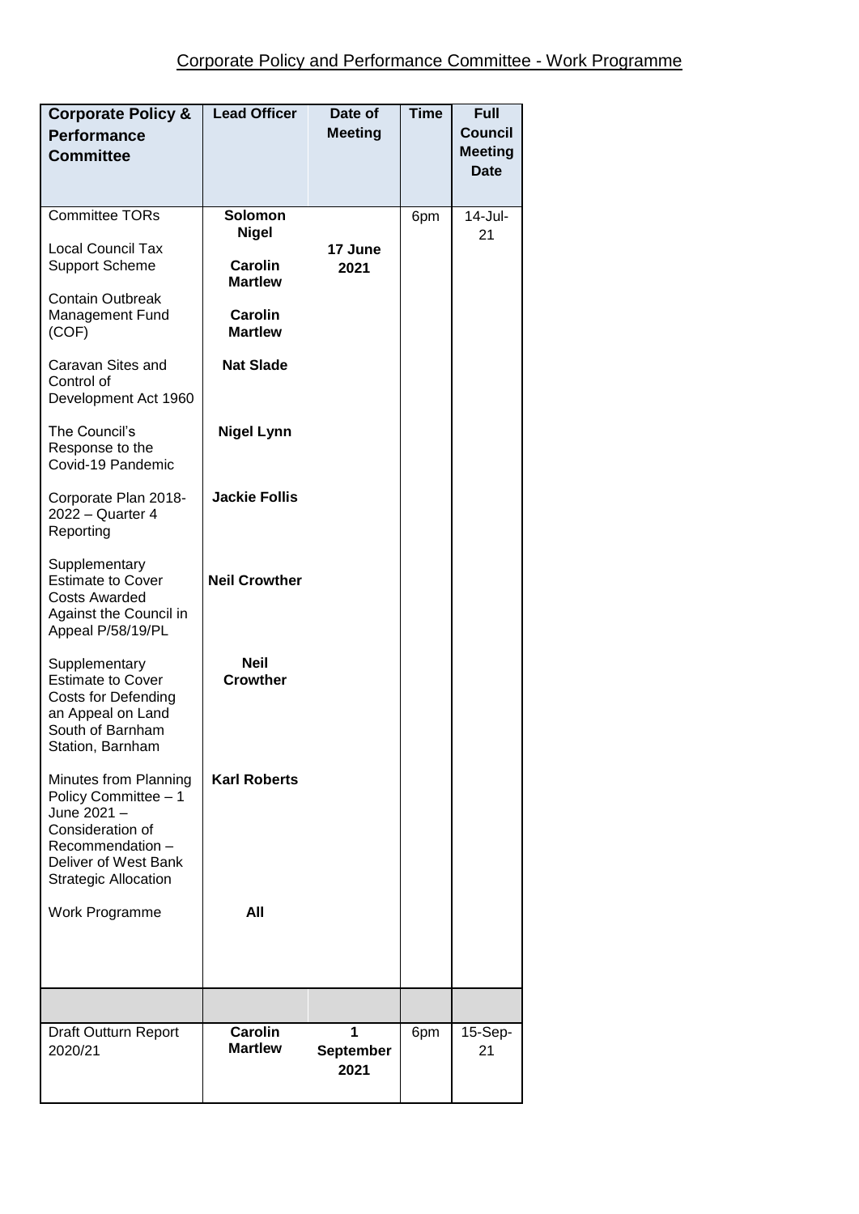# Corporate Policy and Performance Committee - Work Programme

| Corporate Policy & Performance Committee | Lead Officer | Date of Meeting | Time | Full Council Meeting Date |
|---|---|---|---|---|
| Committee TORs | **Solomon Nigel** | **17 June 2021** | 6pm | 14-Jul-21 |
| Local Council Tax Support Scheme | **Carolin Martlew** | | | |
| Contain Outbreak Management Fund (COF) | **Carolin Martlew** | | | |
| Caravan Sites and Control of Development Act 1960 | **Nat Slade** | | | |
| The Council's Response to the Covid-19 Pandemic | **Nigel Lynn** | | | |
| Corporate Plan 2018-2022 – Quarter 4 Reporting | **Jackie Follis** | | | |
| Supplementary Estimate to Cover Costs Awarded Against the Council in Appeal P/58/19/PL | **Neil Crowther** | | | |
| Supplementary Estimate to Cover Costs for Defending an Appeal on Land South of Barnham Station, Barnham | **Neil Crowther** | | | |
| Minutes from Planning Policy Committee – 1 June 2021 – Consideration of Recommendation – Deliver of West Bank Strategic Allocation | **Karl Roberts** | | | |
| Work Programme | **All** | | | |
| | | | | |
| Draft Outturn Report 2020/21 | **Carolin Martlew** | **1 September 2021** | 6pm | 15-Sep-21 |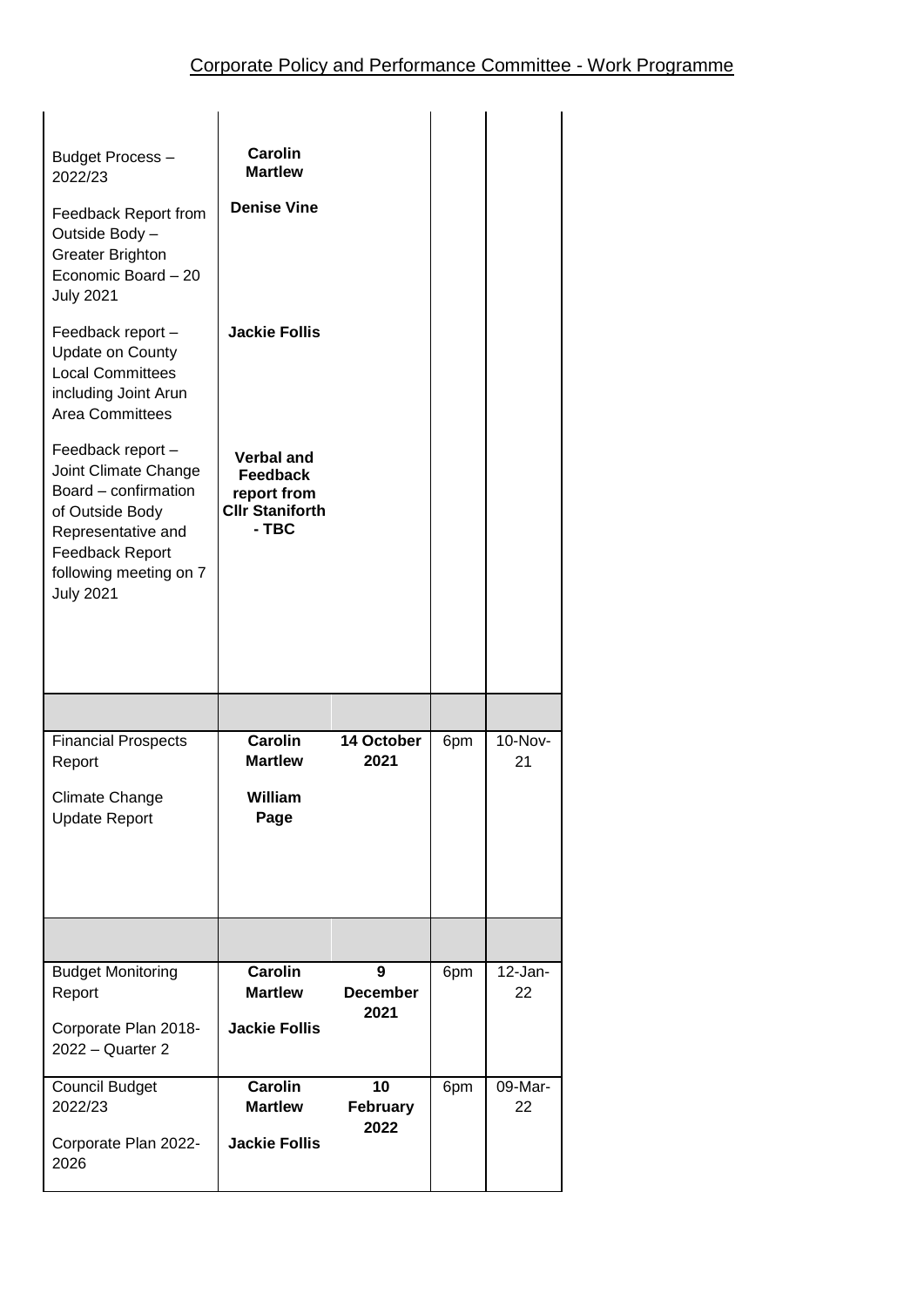# Corporate Policy and Performance Committee - Work Programme

| | | | | |
|---|---|---|---|---|
| Budget Process – 2022/23<br><br>Feedback Report from Outside Body – Greater Brighton Economic Board – 20 July 2021<br><br>Feedback report – Update on County Local Committees including Joint Arun Area Committees<br><br>Feedback report – Joint Climate Change Board – confirmation of Outside Body Representative and Feedback Report following meeting on 7 July 2021 | **Carolin Martlew**<br><br>**Denise Vine**<br><br>**Jackie Follis**<br><br>**Verbal and Feedback report from Cllr Staniforth - TBC** | | | |
| | | | | |
| Financial Prospects Report<br><br>Climate Change Update Report | **Carolin Martlew**<br><br>**William Page** | **14 October 2021** | 6pm | 10-Nov-21 |
| | | | | |
| Budget Monitoring Report<br><br>Corporate Plan 2018-2022 – Quarter 2 | **Carolin Martlew**<br><br>**Jackie Follis** | **9 December 2021** | 6pm | 12-Jan-22 |
| Council Budget 2022/23<br><br>Corporate Plan 2022-2026 | **Carolin Martlew**<br><br>**Jackie Follis** | **10 February 2022** | 6pm | 09-Mar-22 |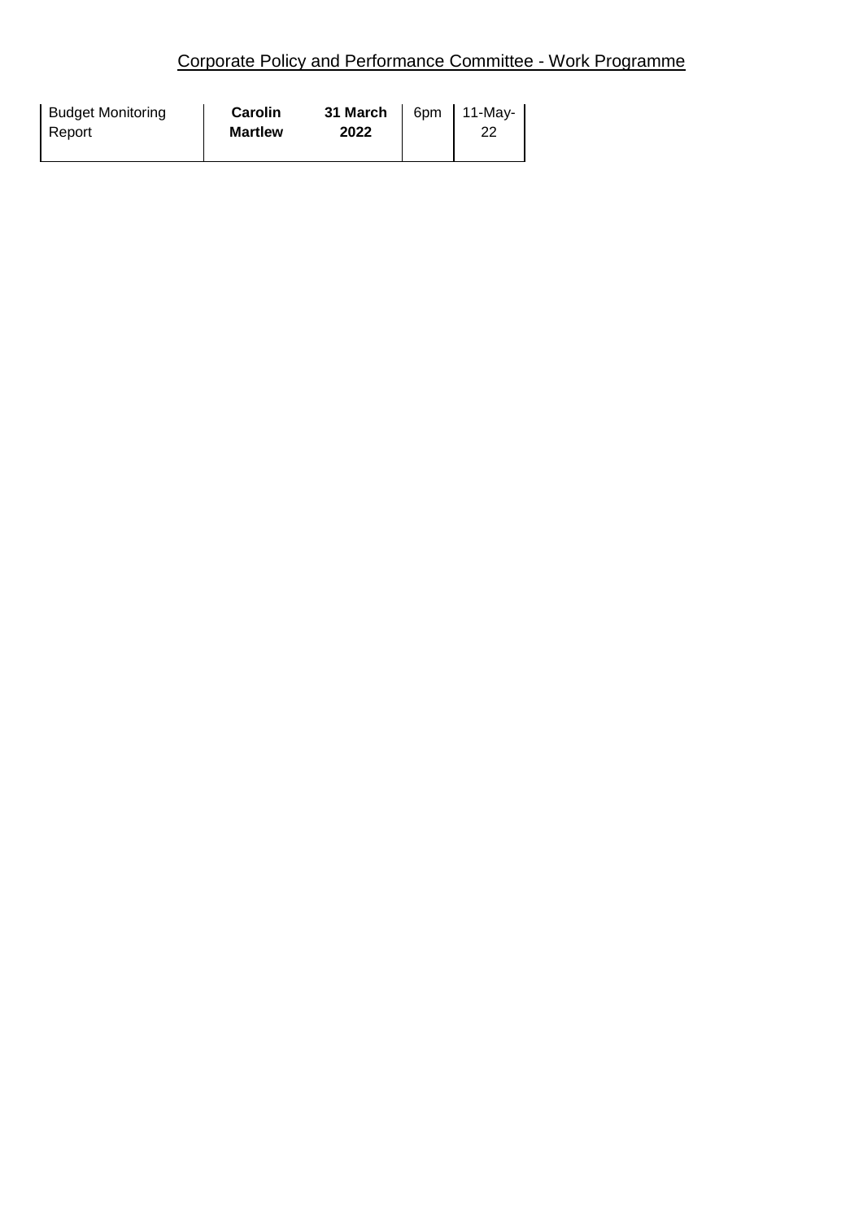Corporate Policy and Performance Committee - Work Programme

| | | | | |
|---|---|---|---|---|
| Budget Monitoring Report | **Carolin Martlew** | **31 March 2022** | 6pm | 11-May-22 |